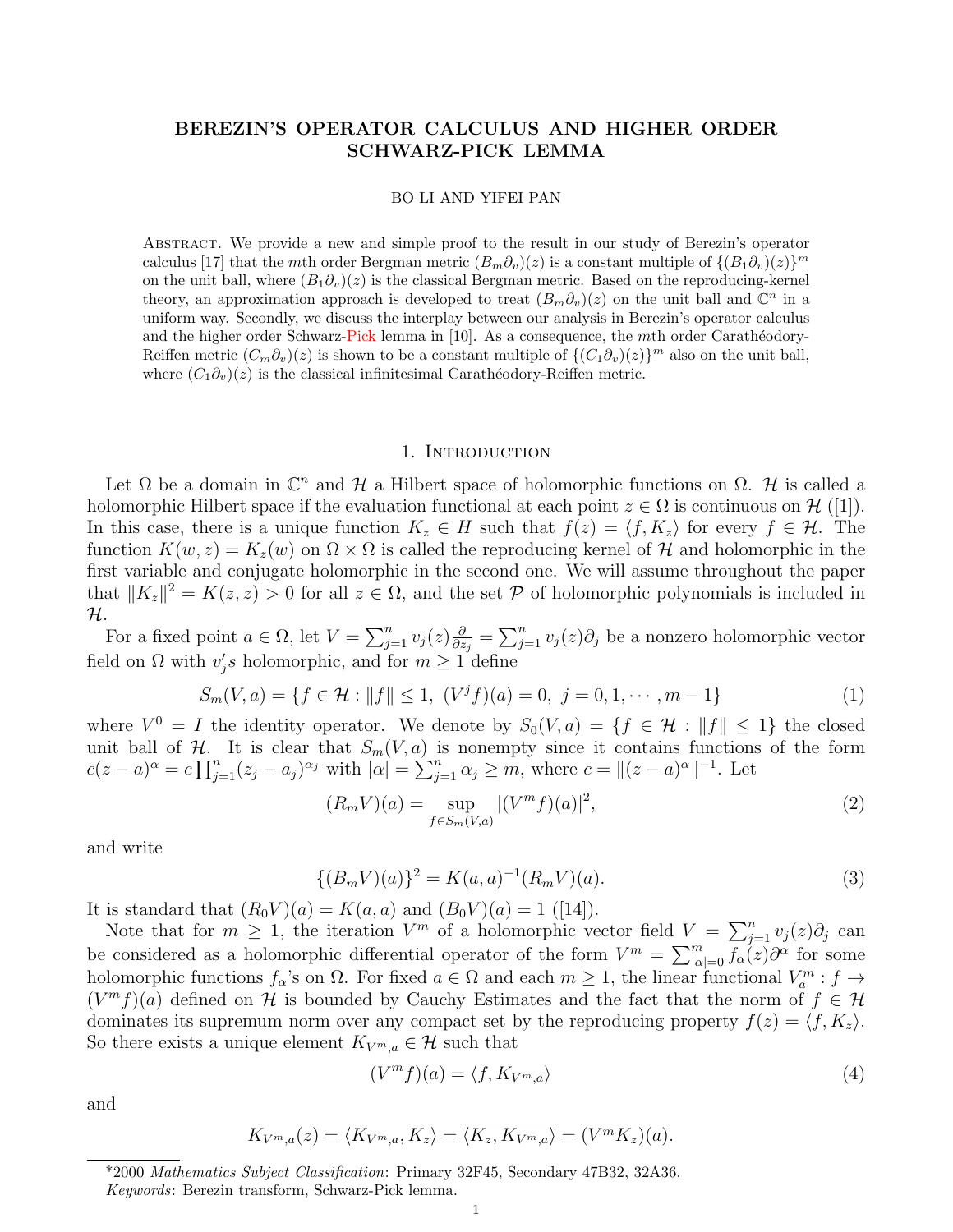# BEREZIN'S OPERATOR CALCULUS AND HIGHER ORDER SCHWARZ-PICK LEMMA

BO LI AND YIFEI PAN

ABSTRACT. We provide a new and simple proof to the result in our study of Berezin's operator calculus [17] that the $m$th order Bergman metric $(B_m\partial_v)(z)$ is a constant multiple of $\{(B_1\partial_v)(z)\}^m$ on the unit ball, where $(B_1\partial_v)(z)$ is the classical Bergman metric. Based on the reproducing-kernel theory, an approximation approach is developed to treat $(B_m\partial_v)(z)$ on the unit ball and $\mathbb{C}^n$ in a uniform way. Secondly, we discuss the interplay between our analysis in Berezin's operator calculus and the higher order Schwarz-Pick lemma in [10]. As a consequence, the $m$th order Carathéodory-Reiffen metric $(C_m\partial_v)(z)$ is shown to be a constant multiple of $\{(C_1\partial_v)(z)\}^m$ also on the unit ball, where $(C_1\partial_v)(z)$ is the classical infinitesimal Carathéodory-Reiffen metric.

## 1. Introduction

Let $\Omega$ be a domain in $\mathbb{C}^n$ and $\mathcal{H}$ a Hilbert space of holomorphic functions on $\Omega$. $\mathcal{H}$ is called a holomorphic Hilbert space if the evaluation functional at each point $z \in \Omega$ is continuous on $\mathcal{H}$ ([1]). In this case, there is a unique function $K_z \in H$ such that $f(z) = \langle f, K_z\rangle$ for every $f \in \mathcal{H}$. The function $K(w, z) = K_z(w)$ on $\Omega \times \Omega$ is called the reproducing kernel of $\mathcal{H}$ and holomorphic in the first variable and conjugate holomorphic in the second one. We will assume throughout the paper that $\|K_z\|^2 = K(z, z) > 0$ for all $z \in \Omega$, and the set $\mathcal{P}$ of holomorphic polynomials is included in $\mathcal{H}$.

For a fixed point $a \in \Omega$, let $V = \sum_{j=1}^n v_j(z)\frac{\partial}{\partial z_j} = \sum_{j=1}^n v_j(z)\partial_j$ be a nonzero holomorphic vector field on $\Omega$ with $v_j's$ holomorphic, and for $m \geq 1$ define

$$S_m(V, a) = \{f \in \mathcal{H} : \|f\| \leq 1,\ (V^j f)(a) = 0,\ j = 0, 1, \cdots, m-1\} \tag{1}$$

where $V^0 = I$ the identity operator. We denote by $S_0(V, a) = \{f \in \mathcal{H} : \|f\| \leq 1\}$ the closed unit ball of $\mathcal{H}$. It is clear that $S_m(V, a)$ is nonempty since it contains functions of the form $c(z-a)^\alpha = c\prod_{j=1}^n (z_j - a_j)^{\alpha_j}$ with $|\alpha| = \sum_{j=1}^n \alpha_j \geq m$, where $c = \|(z-a)^\alpha\|^{-1}$. Let

$$(R_m V)(a) = \sup_{f \in S_m(V,a)} |(V^m f)(a)|^2, \tag{2}$$

and write

$$\{(B_m V)(a)\}^2 = K(a, a)^{-1}(R_m V)(a). \tag{3}$$

It is standard that $(R_0 V)(a) = K(a, a)$ and $(B_0 V)(a) = 1$ ([14]).

Note that for $m \geq 1$, the iteration $V^m$ of a holomorphic vector field $V = \sum_{j=1}^n v_j(z)\partial_j$ can be considered as a holomorphic differential operator of the form $V^m = \sum_{|\alpha|=0}^m f_\alpha(z)\partial^\alpha$ for some holomorphic functions $f_\alpha$'s on $\Omega$. For fixed $a \in \Omega$ and each $m \geq 1$, the linear functional $V_a^m : f \to (V^m f)(a)$ defined on $\mathcal{H}$ is bounded by Cauchy Estimates and the fact that the norm of $f \in \mathcal{H}$ dominates its supremum norm over any compact set by the reproducing property $f(z) = \langle f, K_z\rangle$. So there exists a unique element $K_{V^m,a} \in \mathcal{H}$ such that

$$(V^m f)(a) = \langle f, K_{V^m,a}\rangle \tag{4}$$

and

$$K_{V^m,a}(z) = \langle K_{V^m,a}, K_z\rangle = \overline{\langle K_z, K_{V^m,a}\rangle} = \overline{(V^m K_z)(a)}.$$

---

*2000 *Mathematics Subject Classification*: Primary 32F45, Secondary 47B32, 32A36.
*Keywords*: Berezin transform, Schwarz-Pick lemma.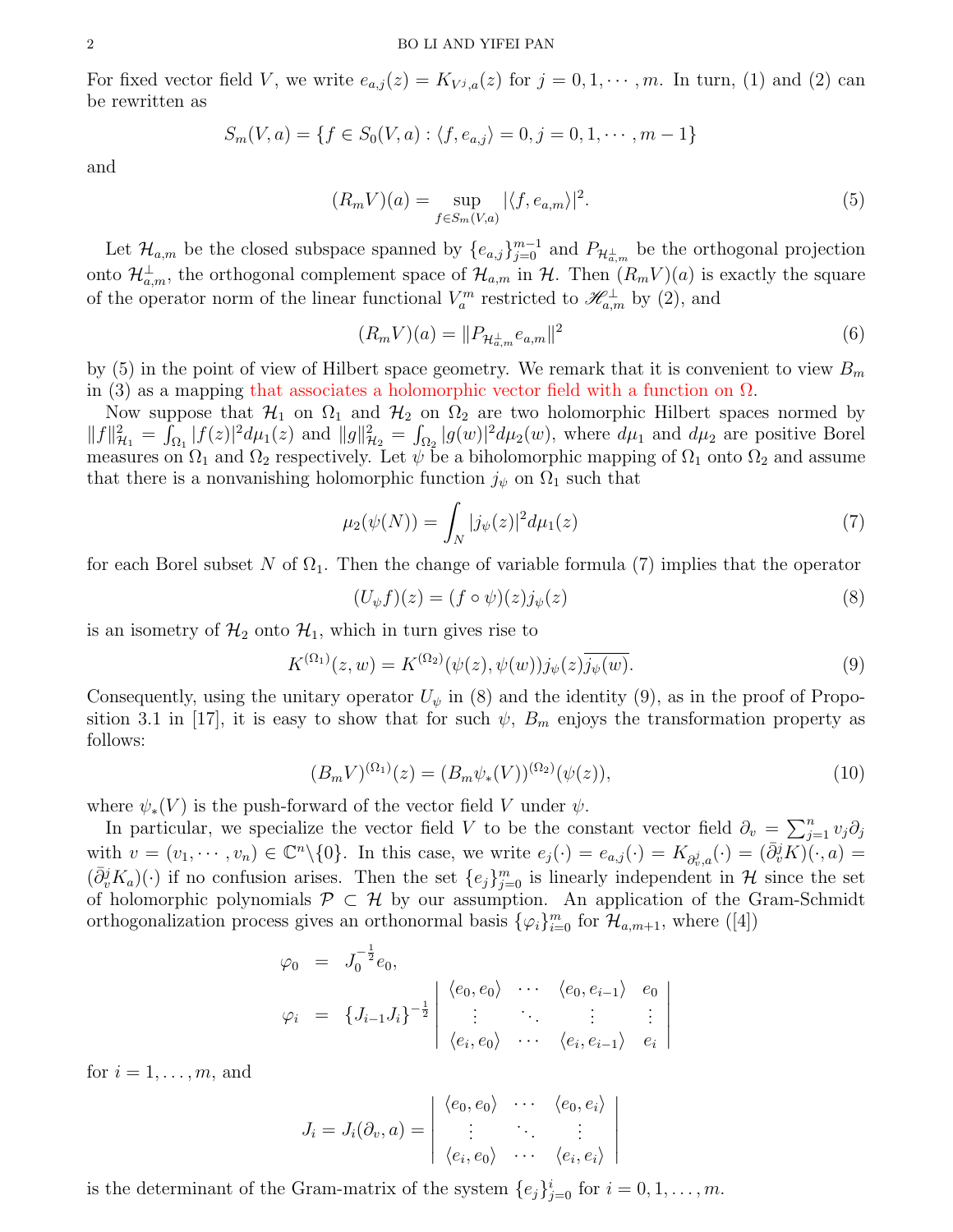For fixed vector field $V$, we write $e_{a,j}(z) = K_{V^j,a}(z)$ for $j = 0, 1, \cdots, m$. In turn, (1) and (2) can be rewritten as

$$S_m(V, a) = \{f \in S_0(V, a) : \langle f, e_{a,j}\rangle = 0, j = 0, 1, \cdots, m-1\}$$

and

$$(R_m V)(a) = \sup_{f \in S_m(V,a)} |\langle f, e_{a,m}\rangle|^2. \tag{5}$$

Let $\mathcal{H}_{a,m}$ be the closed subspace spanned by $\{e_{a,j}\}_{j=0}^{m-1}$ and $P_{\mathcal{H}_{a,m}^\perp}$ be the orthogonal projection onto $\mathcal{H}_{a,m}^\perp$, the orthogonal complement space of $\mathcal{H}_{a,m}$ in $\mathcal{H}$. Then $(R_m V)(a)$ is exactly the square of the operator norm of the linear functional $V_a^m$ restricted to $\mathscr{H}_{a,m}^\perp$ by (2), and

$$(R_m V)(a) = \|P_{\mathcal{H}_{a,m}^\perp} e_{a,m}\|^2 \tag{6}$$

by (5) in the point of view of Hilbert space geometry. We remark that it is convenient to view $B_m$ in (3) as a mapping that associates a holomorphic vector field with a function on $\Omega$.

Now suppose that $\mathcal{H}_1$ on $\Omega_1$ and $\mathcal{H}_2$ on $\Omega_2$ are two holomorphic Hilbert spaces normed by $\|f\|_{\mathcal{H}_1}^2 = \int_{\Omega_1} |f(z)|^2 d\mu_1(z)$ and $\|g\|_{\mathcal{H}_2}^2 = \int_{\Omega_2} |g(w)|^2 d\mu_2(w)$, where $d\mu_1$ and $d\mu_2$ are positive Borel measures on $\Omega_1$ and $\Omega_2$ respectively. Let $\psi$ be a biholomorphic mapping of $\Omega_1$ onto $\Omega_2$ and assume that there is a nonvanishing holomorphic function $j_\psi$ on $\Omega_1$ such that

$$\mu_2(\psi(N)) = \int_N |j_\psi(z)|^2 d\mu_1(z) \tag{7}$$

for each Borel subset $N$ of $\Omega_1$. Then the change of variable formula (7) implies that the operator

$$(U_\psi f)(z) = (f \circ \psi)(z) j_\psi(z) \tag{8}$$

is an isometry of $\mathcal{H}_2$ onto $\mathcal{H}_1$, which in turn gives rise to

$$K^{(\Omega_1)}(z, w) = K^{(\Omega_2)}(\psi(z), \psi(w)) j_\psi(z) \overline{j_\psi(w)}. \tag{9}$$

Consequently, using the unitary operator $U_\psi$ in (8) and the identity (9), as in the proof of Proposition 3.1 in [17], it is easy to show that for such $\psi$, $B_m$ enjoys the transformation property as follows:

$$(B_m V)^{(\Omega_1)}(z) = (B_m \psi_*(V))^{(\Omega_2)}(\psi(z)), \tag{10}$$

where $\psi_*(V)$ is the push-forward of the vector field $V$ under $\psi$.

In particular, we specialize the vector field $V$ to be the constant vector field $\partial_v = \sum_{j=1}^n v_j \partial_j$ with $v = (v_1, \cdots, v_n) \in \mathbb{C}^n \backslash \{0\}$. In this case, we write $e_j(\cdot) = e_{a,j}(\cdot) = K_{\partial_v^j, a}(\cdot) = (\bar{\partial}_v^j K)(\cdot, a) = (\bar{\partial}_v^j K_a)(\cdot)$ if no confusion arises. Then the set $\{e_j\}_{j=0}^m$ is linearly independent in $\mathcal{H}$ since the set of holomorphic polynomials $\mathcal{P} \subset \mathcal{H}$ by our assumption. An application of the Gram-Schmidt orthogonalization process gives an orthonormal basis $\{\varphi_i\}_{i=0}^m$ for $\mathcal{H}_{a,m+1}$, where ([4])

$$\begin{aligned}
\varphi_0 &= J_0^{-\frac{1}{2}} e_0, \\
\varphi_i &= \{J_{i-1} J_i\}^{-\frac{1}{2}} \begin{vmatrix} \langle e_0, e_0\rangle & \cdots & \langle e_0, e_{i-1}\rangle & e_0 \\ \vdots & \ddots & \vdots & \vdots \\ \langle e_i, e_0\rangle & \cdots & \langle e_i, e_{i-1}\rangle & e_i \end{vmatrix}
\end{aligned}$$

for $i = 1, \ldots, m$, and

$$J_i = J_i(\partial_v, a) = \begin{vmatrix} \langle e_0, e_0\rangle & \cdots & \langle e_0, e_i\rangle \\ \vdots & \ddots & \vdots \\ \langle e_i, e_0\rangle & \cdots & \langle e_i, e_i\rangle \end{vmatrix}$$

is the determinant of the Gram-matrix of the system $\{e_j\}_{j=0}^i$ for $i = 0, 1, \ldots, m$.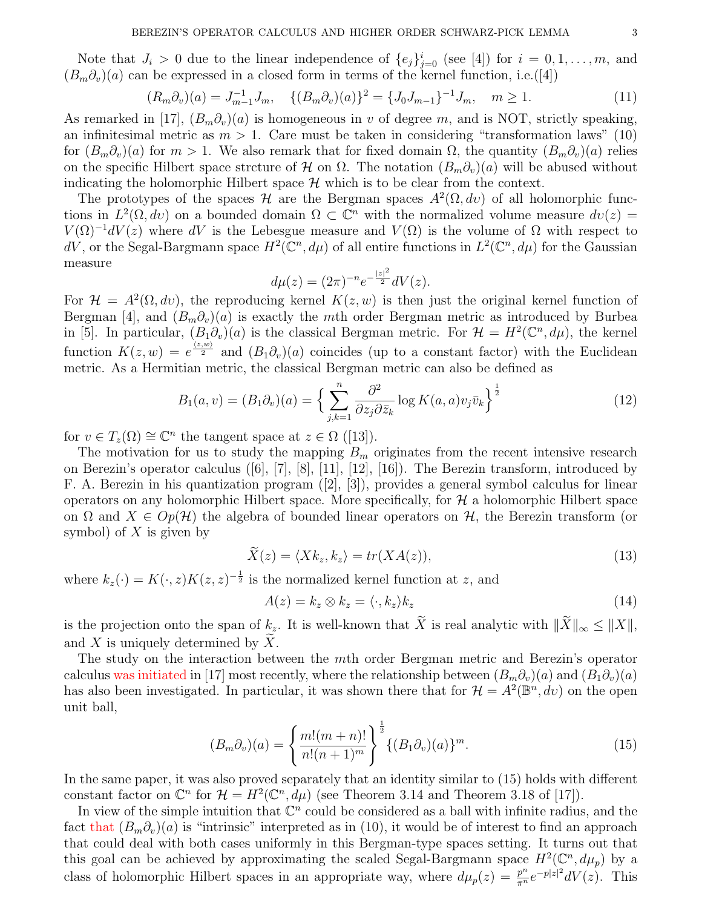Note that $J_i > 0$ due to the linear independence of $\{e_j\}_{j=0}^{i}$ (see [4]) for $i = 0, 1, \ldots, m$, and $(B_m\partial_v)(a)$ can be expressed in a closed form in terms of the kernel function, i.e.([4])

$$(R_m\partial_v)(a) = J_{m-1}^{-1}J_m, \quad \{(B_m\partial_v)(a)\}^2 = \{J_0 J_{m-1}\}^{-1}J_m, \quad m \geq 1. \tag{11}$$

As remarked in [17], $(B_m\partial_v)(a)$ is homogeneous in $v$ of degree $m$, and is NOT, strictly speaking, an infinitesimal metric as $m > 1$. Care must be taken in considering "transformation laws" (10) for $(B_m\partial_v)(a)$ for $m > 1$. We also remark that for fixed domain $\Omega$, the quantity $(B_m\partial_v)(a)$ relies on the specific Hilbert space strcture of $\mathcal{H}$ on $\Omega$. The notation $(B_m\partial_v)(a)$ will be abused without indicating the holomorphic Hilbert space $\mathcal{H}$ which is to be clear from the context.

The prototypes of the spaces $\mathcal{H}$ are the Bergman spaces $A^2(\Omega, dv)$ of all holomorphic functions in $L^2(\Omega, dv)$ on a bounded domain $\Omega \subset \mathbb{C}^n$ with the normalized volume measure $dv(z) = V(\Omega)^{-1}dV(z)$ where $dV$ is the Lebesgue measure and $V(\Omega)$ is the volume of $\Omega$ with respect to $dV$, or the Segal-Bargmann space $H^2(\mathbb{C}^n, d\mu)$ of all entire functions in $L^2(\mathbb{C}^n, d\mu)$ for the Gaussian measure

$$d\mu(z) = (2\pi)^{-n}e^{-\frac{|z|^2}{2}}dV(z).$$

For $\mathcal{H} = A^2(\Omega, dv)$, the reproducing kernel $K(z, w)$ is then just the original kernel function of Bergman [4], and $(B_m\partial_v)(a)$ is exactly the $m$th order Bergman metric as introduced by Burbea in [5]. In particular, $(B_1\partial_v)(a)$ is the classical Bergman metric. For $\mathcal{H} = H^2(\mathbb{C}^n, d\mu)$, the kernel function $K(z, w) = e^{\frac{\langle z, w\rangle}{2}}$ and $(B_1\partial_v)(a)$ coincides (up to a constant factor) with the Euclidean metric. As a Hermitian metric, the classical Bergman metric can also be defined as

$$B_1(a, v) = (B_1\partial_v)(a) = \Big\{\sum_{j,k=1}^{n} \frac{\partial^2}{\partial z_j \partial \bar{z}_k}\log K(a, a)v_j\bar{v}_k\Big\}^{\frac{1}{2}} \tag{12}$$

for $v \in T_z(\Omega) \cong \mathbb{C}^n$ the tangent space at $z \in \Omega$ ([13]).

The motivation for us to study the mapping $B_m$ originates from the recent intensive research on Berezin's operator calculus ([6], [7], [8], [11], [12], [16]). The Berezin transform, introduced by F. A. Berezin in his quantization program ([2], [3]), provides a general symbol calculus for linear operators on any holomorphic Hilbert space. More specifically, for $\mathcal{H}$ a holomorphic Hilbert space on $\Omega$ and $X \in Op(\mathcal{H})$ the algebra of bounded linear operators on $\mathcal{H}$, the Berezin transform (or symbol) of $X$ is given by

$$\widetilde{X}(z) = \langle Xk_z, k_z\rangle = tr(XA(z)), \tag{13}$$

where $k_z(\cdot) = K(\cdot, z)K(z, z)^{-\frac{1}{2}}$ is the normalized kernel function at $z$, and

$$A(z) = k_z \otimes k_z = \langle \cdot, k_z\rangle k_z \tag{14}$$

is the projection onto the span of $k_z$. It is well-known that $\widetilde{X}$ is real analytic with $\|\widetilde{X}\|_\infty \leq \|X\|$, and $X$ is uniquely determined by $\widetilde{X}$.

The study on the interaction between the $m$th order Bergman metric and Berezin's operator calculus was initiated in [17] most recently, where the relationship between $(B_m\partial_v)(a)$ and $(B_1\partial_v)(a)$ has also been investigated. In particular, it was shown there that for $\mathcal{H} = A^2(\mathbb{B}^n, dv)$ on the open unit ball,

$$(B_m\partial_v)(a) = \left\{\frac{m!(m+n)!}{n!(n+1)^m}\right\}^{\frac{1}{2}}\{(B_1\partial_v)(a)\}^m. \tag{15}$$

In the same paper, it was also proved separately that an identity similar to (15) holds with different constant factor on $\mathbb{C}^n$ for $\mathcal{H} = H^2(\mathbb{C}^n, d\mu)$ (see Theorem 3.14 and Theorem 3.18 of [17]).

In view of the simple intuition that $\mathbb{C}^n$ could be considered as a ball with infinite radius, and the fact that $(B_m\partial_v)(a)$ is "intrinsic" interpreted as in (10), it would be of interest to find an approach that could deal with both cases uniformly in this Bergman-type spaces setting. It turns out that this goal can be achieved by approximating the scaled Segal-Bargmann space $H^2(\mathbb{C}^n, d\mu_p)$ by a class of holomorphic Hilbert spaces in an appropriate way, where $d\mu_p(z) = \frac{p^n}{\pi^n}e^{-p|z|^2}dV(z)$. This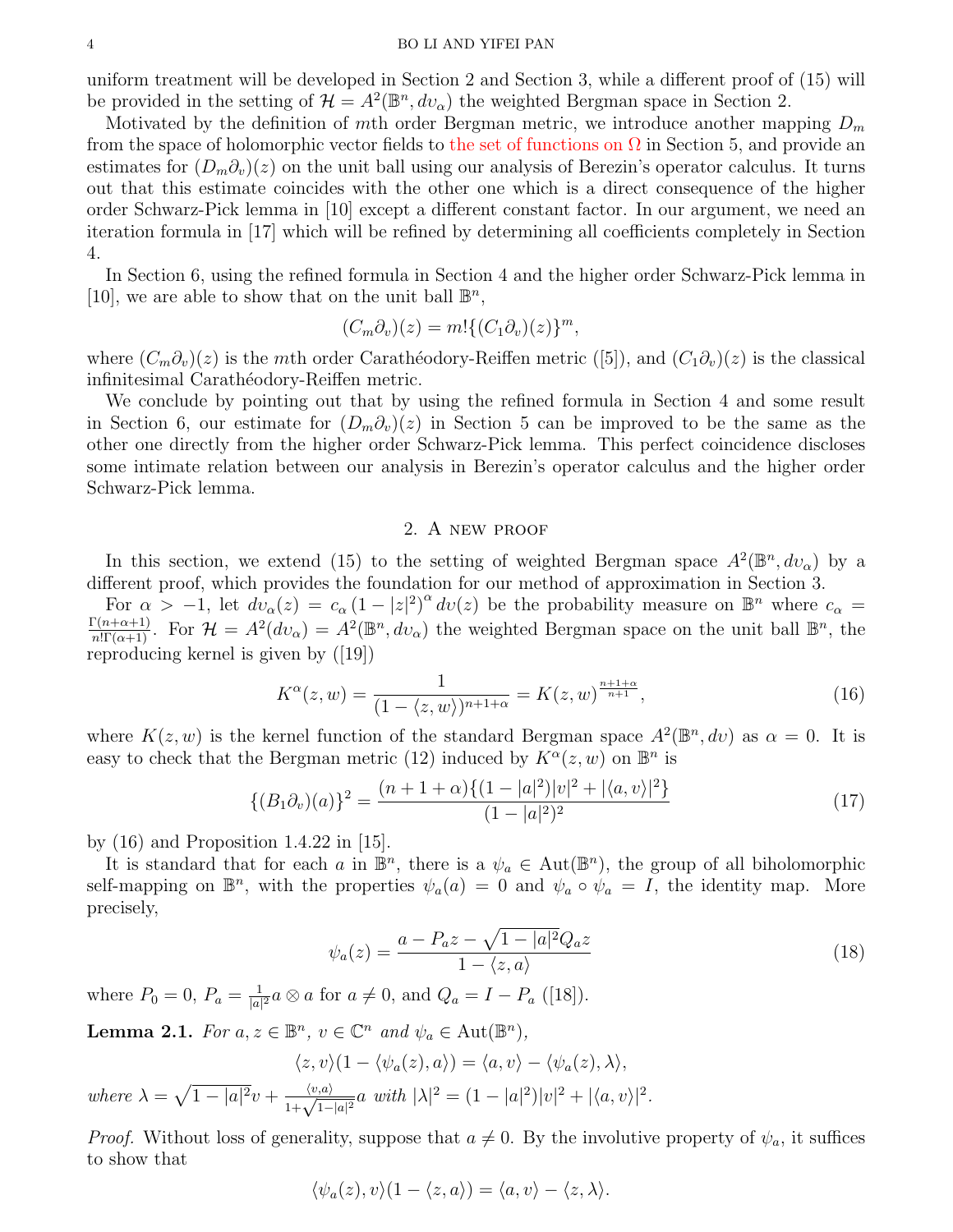uniform treatment will be developed in Section 2 and Section 3, while a different proof of (15) will be provided in the setting of $\mathcal{H} = A^2(\mathbb{B}^n, dv_\alpha)$ the weighted Bergman space in Section 2.

Motivated by the definition of $m$th order Bergman metric, we introduce another mapping $D_m$ from the space of holomorphic vector fields to the set of functions on $\Omega$ in Section 5, and provide an estimates for $(D_m\partial_v)(z)$ on the unit ball using our analysis of Berezin's operator calculus. It turns out that this estimate coincides with the other one which is a direct consequence of the higher order Schwarz-Pick lemma in [10] except a different constant factor. In our argument, we need an iteration formula in [17] which will be refined by determining all coefficients completely in Section 4.

In Section 6, using the refined formula in Section 4 and the higher order Schwarz-Pick lemma in [10], we are able to show that on the unit ball $\mathbb{B}^n$,

$$(C_m\partial_v)(z) = m!\{(C_1\partial_v)(z)\}^m,$$

where $(C_m\partial_v)(z)$ is the $m$th order Carathéodory-Reiffen metric ([5]), and $(C_1\partial_v)(z)$ is the classical infinitesimal Carathéodory-Reiffen metric.

We conclude by pointing out that by using the refined formula in Section 4 and some result in Section 6, our estimate for $(D_m\partial_v)(z)$ in Section 5 can be improved to be the same as the other one directly from the higher order Schwarz-Pick lemma. This perfect coincidence discloses some intimate relation between our analysis in Berezin's operator calculus and the higher order Schwarz-Pick lemma.

## 2. A new proof

In this section, we extend (15) to the setting of weighted Bergman space $A^2(\mathbb{B}^n, dv_\alpha)$ by a different proof, which provides the foundation for our method of approximation in Section 3.

For $\alpha > -1$, let $dv_\alpha(z) = c_\alpha\,(1-|z|^2)^\alpha\,dv(z)$ be the probability measure on $\mathbb{B}^n$ where $c_\alpha = \frac{\Gamma(n+\alpha+1)}{n!\Gamma(\alpha+1)}$. For $\mathcal{H} = A^2(dv_\alpha) = A^2(\mathbb{B}^n, dv_\alpha)$ the weighted Bergman space on the unit ball $\mathbb{B}^n$, the reproducing kernel is given by ([19])

$$K^\alpha(z,w) = \frac{1}{(1-\langle z,w\rangle)^{n+1+\alpha}} = K(z,w)^{\frac{n+1+\alpha}{n+1}}, \tag{16}$$

where $K(z,w)$ is the kernel function of the standard Bergman space $A^2(\mathbb{B}^n, dv)$ as $\alpha = 0$. It is easy to check that the Bergman metric (12) induced by $K^\alpha(z,w)$ on $\mathbb{B}^n$ is

$$\{(B_1\partial_v)(a)\}^2 = \frac{(n+1+\alpha)\{(1-|a|^2)|v|^2 + |\langle a,v\rangle|^2\}}{(1-|a|^2)^2} \tag{17}$$

by (16) and Proposition 1.4.22 in [15].

It is standard that for each $a$ in $\mathbb{B}^n$, there is a $\psi_a \in \mathrm{Aut}(\mathbb{B}^n)$, the group of all biholomorphic self-mapping on $\mathbb{B}^n$, with the properties $\psi_a(a) = 0$ and $\psi_a \circ \psi_a = I$, the identity map. More precisely,

$$\psi_a(z) = \frac{a - P_a z - \sqrt{1-|a|^2}Q_a z}{1-\langle z,a\rangle} \tag{18}$$

where $P_0 = 0$, $P_a = \frac{1}{|a|^2}a\otimes a$ for $a \neq 0$, and $Q_a = I - P_a$ ([18]).

**Lemma 2.1.** *For $a, z \in \mathbb{B}^n$, $v \in \mathbb{C}^n$ and $\psi_a \in \mathrm{Aut}(\mathbb{B}^n)$,*

$$\langle z,v\rangle(1-\langle\psi_a(z),a\rangle) = \langle a,v\rangle - \langle\psi_a(z),\lambda\rangle,$$

*where $\lambda = \sqrt{1-|a|^2}v + \frac{\langle v,a\rangle}{1+\sqrt{1-|a|^2}}a$ with $|\lambda|^2 = (1-|a|^2)|v|^2 + |\langle a,v\rangle|^2$.*

*Proof.* Without loss of generality, suppose that $a \neq 0$. By the involutive property of $\psi_a$, it suffices to show that

$$\langle\psi_a(z),v\rangle(1-\langle z,a\rangle) = \langle a,v\rangle - \langle z,\lambda\rangle.$$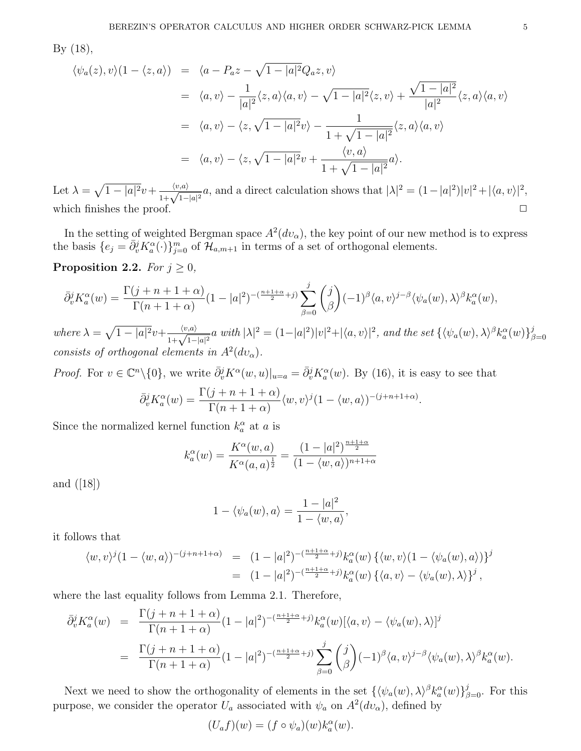By (18),

$$
\begin{aligned}
\langle \psi_a(z), v\rangle(1-\langle z,a\rangle) &= \langle a - P_a z - \sqrt{1-|a|^2}Q_a z, v\rangle \\
&= \langle a, v\rangle - \frac{1}{|a|^2}\langle z,a\rangle\langle a,v\rangle - \sqrt{1-|a|^2}\langle z,v\rangle + \frac{\sqrt{1-|a|^2}}{|a|^2}\langle z,a\rangle\langle a,v\rangle \\
&= \langle a,v\rangle - \langle z, \sqrt{1-|a|^2}v\rangle - \frac{1}{1+\sqrt{1-|a|^2}}\langle z,a\rangle\langle a,v\rangle \\
&= \langle a,v\rangle - \langle z, \sqrt{1-|a|^2}v + \frac{\langle v,a\rangle}{1+\sqrt{1-|a|^2}}a\rangle.
\end{aligned}
$$

Let $\lambda = \sqrt{1-|a|^2}v + \frac{\langle v,a\rangle}{1+\sqrt{1-|a|^2}}a$, and a direct calculation shows that $|\lambda|^2 = (1-|a|^2)|v|^2 + |\langle a,v\rangle|^2$, which finishes the proof. $\square$

In the setting of weighted Bergman space $A^2(dv_\alpha)$, the key point of our new method is to express the basis $\{e_j = \bar{\partial}_v^j K_a^\alpha(\cdot)\}_{j=0}^m$ of $\mathcal{H}_{a,m+1}$ in terms of a set of orthogonal elements.

**Proposition 2.2.** *For $j \geq 0$,*

$$
\bar{\partial}_v^j K_a^\alpha(w) = \frac{\Gamma(j+n+1+\alpha)}{\Gamma(n+1+\alpha)}(1-|a|^2)^{-(\frac{n+1+\alpha}{2}+j)} \sum_{\beta=0}^{j}\binom{j}{\beta}(-1)^\beta \langle a,v\rangle^{j-\beta}\langle \psi_a(w),\lambda\rangle^\beta k_a^\alpha(w),
$$

*where $\lambda = \sqrt{1-|a|^2}v + \frac{\langle v,a\rangle}{1+\sqrt{1-|a|^2}}a$ with $|\lambda|^2 = (1-|a|^2)|v|^2 + |\langle a,v\rangle|^2$, and the set $\{\langle \psi_a(w),\lambda\rangle^\beta k_a^\alpha(w)\}_{\beta=0}^j$ consists of orthogonal elements in $A^2(dv_\alpha)$.*

*Proof.* For $v \in \mathbb{C}^n\backslash\{0\}$, we write $\bar{\partial}_v^j K^\alpha(w,u)|_{u=a} = \bar{\partial}_v^j K_a^\alpha(w)$. By (16), it is easy to see that

$$
\bar{\partial}_v^j K_a^\alpha(w) = \frac{\Gamma(j+n+1+\alpha)}{\Gamma(n+1+\alpha)}\langle w,v\rangle^j(1-\langle w,a\rangle)^{-(j+n+1+\alpha)}.
$$

Since the normalized kernel function $k_a^\alpha$ at $a$ is

$$
k_a^\alpha(w) = \frac{K^\alpha(w,a)}{K^\alpha(a,a)^{\frac{1}{2}}} = \frac{(1-|a|^2)^{\frac{n+1+\alpha}{2}}}{(1-\langle w,a\rangle)^{n+1+\alpha}}
$$

and ([18])

$$
1-\langle \psi_a(w),a\rangle = \frac{1-|a|^2}{1-\langle w,a\rangle},
$$

it follows that

$$
\begin{aligned}
\langle w,v\rangle^j(1-\langle w,a\rangle)^{-(j+n+1+\alpha)} &= (1-|a|^2)^{-(\frac{n+1+\alpha}{2}+j)}k_a^\alpha(w)\left\{\langle w,v\rangle(1-\langle \psi_a(w),a\rangle)\right\}^j \\
&= (1-|a|^2)^{-(\frac{n+1+\alpha}{2}+j)}k_a^\alpha(w)\left\{\langle a,v\rangle - \langle \psi_a(w),\lambda\rangle\right\}^j,
\end{aligned}
$$

where the last equality follows from Lemma 2.1. Therefore,

$$
\begin{aligned}
\bar{\partial}_v^j K_a^\alpha(w) &= \frac{\Gamma(j+n+1+\alpha)}{\Gamma(n+1+\alpha)}(1-|a|^2)^{-(\frac{n+1+\alpha}{2}+j)}k_a^\alpha(w)[\langle a,v\rangle - \langle \psi_a(w),\lambda\rangle]^j \\
&= \frac{\Gamma(j+n+1+\alpha)}{\Gamma(n+1+\alpha)}(1-|a|^2)^{-(\frac{n+1+\alpha}{2}+j)}\sum_{\beta=0}^{j}\binom{j}{\beta}(-1)^\beta\langle a,v\rangle^{j-\beta}\langle \psi_a(w),\lambda\rangle^\beta k_a^\alpha(w).
\end{aligned}
$$

Next we need to show the orthogonality of elements in the set $\{\langle \psi_a(w),\lambda\rangle^\beta k_a^\alpha(w)\}_{\beta=0}^j$. For this purpose, we consider the operator $U_a$ associated with $\psi_a$ on $A^2(dv_\alpha)$, defined by

$$
(U_a f)(w) = (f\circ\psi_a)(w)k_a^\alpha(w).
$$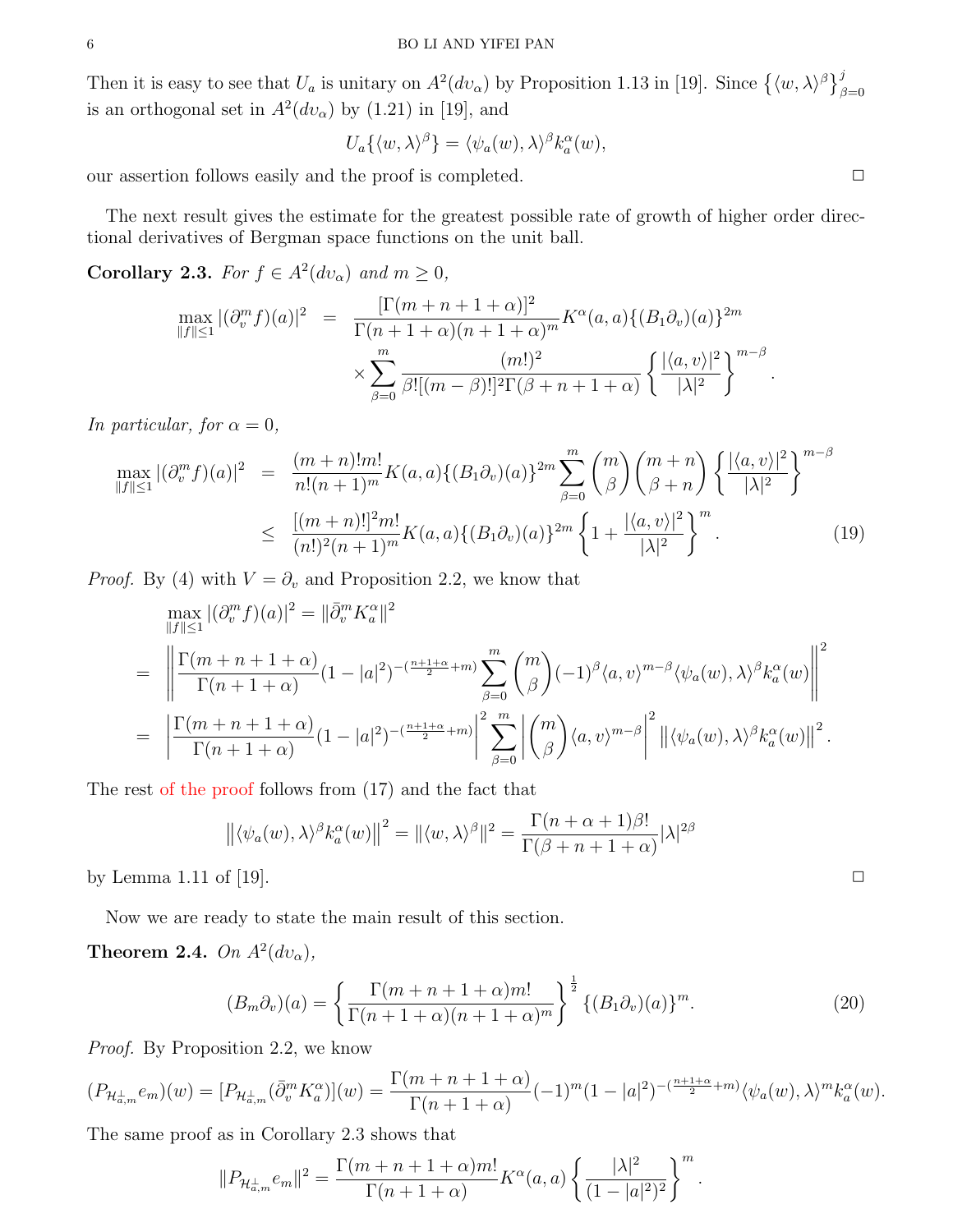Then it is easy to see that $U_a$ is unitary on $A^2(dv_\alpha)$ by Proposition 1.13 in [19]. Since $\left\{\langle w,\lambda\rangle^\beta\right\}_{\beta=0}^{j}$ is an orthogonal set in $A^2(dv_\alpha)$ by (1.21) in [19], and

$$U_a\{\langle w,\lambda\rangle^\beta\} = \langle\psi_a(w),\lambda\rangle^\beta k_a^\alpha(w),$$

our assertion follows easily and the proof is completed. $\square$

The next result gives the estimate for the greatest possible rate of growth of higher order directional derivatives of Bergman space functions on the unit ball.

**Corollary 2.3.** *For $f\in A^2(dv_\alpha)$ and $m\geq 0$,*

$$\begin{aligned}\max_{\|f\|\leq 1}|(\partial_v^m f)(a)|^2 &= \frac{[\Gamma(m+n+1+\alpha)]^2}{\Gamma(n+1+\alpha)(n+1+\alpha)^m}K^\alpha(a,a)\{(B_1\partial_v)(a)\}^{2m}\\ &\quad\times\sum_{\beta=0}^{m}\frac{(m!)^2}{\beta![(m-\beta)!]^2\Gamma(\beta+n+1+\alpha)}\left\{\frac{|\langle a,v\rangle|^2}{|\lambda|^2}\right\}^{m-\beta}.\end{aligned}$$

*In particular, for $\alpha=0$,*

$$\begin{aligned}\max_{\|f\|\leq 1}|(\partial_v^m f)(a)|^2 &= \frac{(m+n)!m!}{n!(n+1)^m}K(a,a)\{(B_1\partial_v)(a)\}^{2m}\sum_{\beta=0}^{m}\binom{m}{\beta}\binom{m+n}{\beta+n}\left\{\frac{|\langle a,v\rangle|^2}{|\lambda|^2}\right\}^{m-\beta}\\ &\leq \frac{[(m+n)!]^2m!}{(n!)^2(n+1)^m}K(a,a)\{(B_1\partial_v)(a)\}^{2m}\left\{1+\frac{|\langle a,v\rangle|^2}{|\lambda|^2}\right\}^m. \qquad (19)\end{aligned}$$

*Proof.* By (4) with $V=\partial_v$ and Proposition 2.2, we know that

$$\begin{aligned}&\max_{\|f\|\leq 1}|(\partial_v^m f)(a)|^2 = \|\bar\partial_v^m K_a^\alpha\|^2\\ =&\ \left\|\frac{\Gamma(m+n+1+\alpha)}{\Gamma(n+1+\alpha)}(1-|a|^2)^{-(\frac{n+1+\alpha}{2}+m)}\sum_{\beta=0}^{m}\binom{m}{\beta}(-1)^\beta\langle a,v\rangle^{m-\beta}\langle\psi_a(w),\lambda\rangle^\beta k_a^\alpha(w)\right\|^2\\ =&\ \left|\frac{\Gamma(m+n+1+\alpha)}{\Gamma(n+1+\alpha)}(1-|a|^2)^{-(\frac{n+1+\alpha}{2}+m)}\right|^2\sum_{\beta=0}^{m}\left|\binom{m}{\beta}\langle a,v\rangle^{m-\beta}\right|^2\left\|\langle\psi_a(w),\lambda\rangle^\beta k_a^\alpha(w)\right\|^2.\end{aligned}$$

The rest of the proof follows from (17) and the fact that

$$\left\|\langle\psi_a(w),\lambda\rangle^\beta k_a^\alpha(w)\right\|^2 = \|\langle w,\lambda\rangle^\beta\|^2 = \frac{\Gamma(n+\alpha+1)\beta!}{\Gamma(\beta+n+1+\alpha)}|\lambda|^{2\beta}$$

by Lemma 1.11 of [19]. $\square$

Now we are ready to state the main result of this section.

**Theorem 2.4.** *On $A^2(dv_\alpha)$,*

$$(B_m\partial_v)(a) = \left\{\frac{\Gamma(m+n+1+\alpha)m!}{\Gamma(n+1+\alpha)(n+1+\alpha)^m}\right\}^{\frac{1}{2}}\{(B_1\partial_v)(a)\}^m. \qquad (20)$$

*Proof.* By Proposition 2.2, we know

$$(P_{\mathcal{H}_{a,m}^\perp}e_m)(w) = [P_{\mathcal{H}_{a,m}^\perp}(\bar\partial_v^m K_a^\alpha)](w) = \frac{\Gamma(m+n+1+\alpha)}{\Gamma(n+1+\alpha)}(-1)^m(1-|a|^2)^{-(\frac{n+1+\alpha}{2}+m)}\langle\psi_a(w),\lambda\rangle^m k_a^\alpha(w).$$

The same proof as in Corollary 2.3 shows that

$$\|P_{\mathcal{H}_{a,m}^\perp}e_m\|^2 = \frac{\Gamma(m+n+1+\alpha)m!}{\Gamma(n+1+\alpha)}K^\alpha(a,a)\left\{\frac{|\lambda|^2}{(1-|a|^2)^2}\right\}^m.$$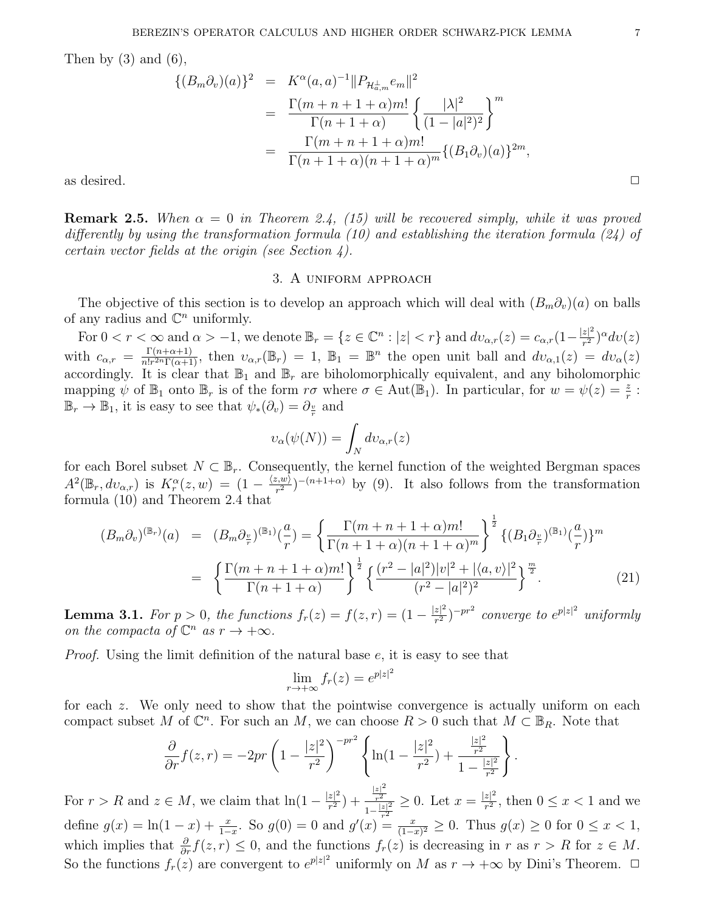Then by (3) and (6),

$$
\begin{aligned}
\{(B_m\partial_v)(a)\}^2 &= K^\alpha(a,a)^{-1}\|P_{\mathcal{H}_{a,m}^\perp} e_m\|^2 \\
&= \frac{\Gamma(m+n+1+\alpha)m!}{\Gamma(n+1+\alpha)}\left\{\frac{|\lambda|^2}{(1-|a|^2)^2}\right\}^m \\
&= \frac{\Gamma(m+n+1+\alpha)m!}{\Gamma(n+1+\alpha)(n+1+\alpha)^m}\{(B_1\partial_v)(a)\}^{2m},
\end{aligned}
$$

as desired. □

**Remark 2.5.** *When $\alpha = 0$ in Theorem 2.4, (15) will be recovered simply, while it was proved differently by using the transformation formula (10) and establishing the iteration formula (24) of certain vector fields at the origin (see Section 4).*

## 3. A uniform approach

The objective of this section is to develop an approach which will deal with $(B_m\partial_v)(a)$ on balls of any radius and $\mathbb{C}^n$ uniformly.

For $0 < r < \infty$ and $\alpha > -1$, we denote $\mathbb{B}_r = \{z \in \mathbb{C}^n : |z| < r\}$ and $d\upsilon_{\alpha,r}(z) = c_{\alpha,r}(1-\frac{|z|^2}{r^2})^\alpha d\upsilon(z)$ with $c_{\alpha,r} = \frac{\Gamma(n+\alpha+1)}{n! r^{2n}\Gamma(\alpha+1)}$, then $\upsilon_{\alpha,r}(\mathbb{B}_r) = 1$, $\mathbb{B}_1 = \mathbb{B}^n$ the open unit ball and $d\upsilon_{\alpha,1}(z) = d\upsilon_\alpha(z)$ accordingly. It is clear that $\mathbb{B}_1$ and $\mathbb{B}_r$ are biholomorphically equivalent, and any biholomorphic mapping $\psi$ of $\mathbb{B}_1$ onto $\mathbb{B}_r$ is of the form $r\sigma$ where $\sigma \in \mathrm{Aut}(\mathbb{B}_1)$. In particular, for $w = \psi(z) = \frac{z}{r} : \mathbb{B}_r \to \mathbb{B}_1$, it is easy to see that $\psi_*(\partial_v) = \partial_{\frac{v}{r}}$ and

$$
\upsilon_\alpha(\psi(N)) = \int_N d\upsilon_{\alpha,r}(z)
$$

for each Borel subset $N \subset \mathbb{B}_r$. Consequently, the kernel function of the weighted Bergman spaces $A^2(\mathbb{B}_r, d\upsilon_{\alpha,r})$ is $K_r^\alpha(z,w) = (1-\frac{\langle z,w\rangle}{r^2})^{-(n+1+\alpha)}$ by (9). It also follows from the transformation formula (10) and Theorem 2.4 that

$$
\begin{aligned}
(B_m\partial_v)^{(\mathbb{B}_r)}(a) &= (B_m\partial_{\frac{v}{r}})^{(\mathbb{B}_1)}(\frac{a}{r}) = \left\{\frac{\Gamma(m+n+1+\alpha)m!}{\Gamma(n+1+\alpha)(n+1+\alpha)^m}\right\}^{\frac{1}{2}}\{(B_1\partial_{\frac{v}{r}})^{(\mathbb{B}_1)}(\frac{a}{r})\}^m \\
&= \left\{\frac{\Gamma(m+n+1+\alpha)m!}{\Gamma(n+1+\alpha)}\right\}^{\frac{1}{2}}\left\{\frac{(r^2-|a|^2)|v|^2+|\langle a,v\rangle|^2}{(r^2-|a|^2)^2}\right\}^{\frac{m}{2}}. \qquad (21)
\end{aligned}
$$

**Lemma 3.1.** *For $p > 0$, the functions $f_r(z) = f(z,r) = (1-\frac{|z|^2}{r^2})^{-pr^2}$ converge to $e^{p|z|^2}$ uniformly on the compacta of $\mathbb{C}^n$ as $r \to +\infty$.*

*Proof.* Using the limit definition of the natural base $e$, it is easy to see that

$$
\lim_{r\to+\infty} f_r(z) = e^{p|z|^2}
$$

for each $z$. We only need to show that the pointwise convergence is actually uniform on each compact subset $M$ of $\mathbb{C}^n$. For such an $M$, we can choose $R > 0$ such that $M \subset \mathbb{B}_R$. Note that

$$
\frac{\partial}{\partial r} f(z,r) = -2pr\left(1-\frac{|z|^2}{r^2}\right)^{-pr^2}\left\{\ln(1-\frac{|z|^2}{r^2}) + \frac{\frac{|z|^2}{r^2}}{1-\frac{|z|^2}{r^2}}\right\}.
$$

For $r > R$ and $z \in M$, we claim that $\ln(1-\frac{|z|^2}{r^2}) + \frac{\frac{|z|^2}{r^2}}{1-\frac{|z|^2}{r^2}} \geq 0$. Let $x = \frac{|z|^2}{r^2}$, then $0 \leq x < 1$ and we define $g(x) = \ln(1-x) + \frac{x}{1-x}$. So $g(0) = 0$ and $g'(x) = \frac{x}{(1-x)^2} \geq 0$. Thus $g(x) \geq 0$ for $0 \leq x < 1$, which implies that $\frac{\partial}{\partial r} f(z,r) \leq 0$, and the functions $f_r(z)$ is decreasing in $r$ as $r > R$ for $z \in M$. So the functions $f_r(z)$ are convergent to $e^{p|z|^2}$ uniformly on $M$ as $r \to +\infty$ by Dini's Theorem. □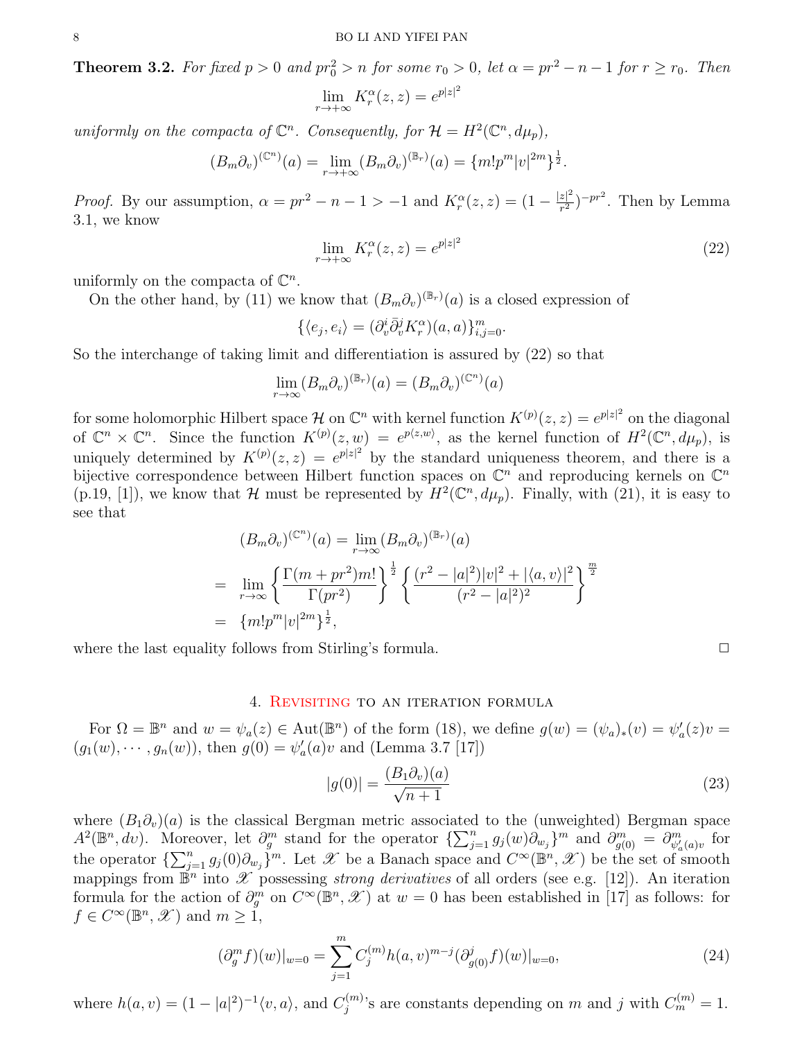**Theorem 3.2.** *For fixed $p > 0$ and $pr_0^2 > n$ for some $r_0 > 0$, let $\alpha = pr^2 - n - 1$ for $r \geq r_0$. Then*

$$\lim_{r\to+\infty} K_r^\alpha(z,z) = e^{p|z|^2}$$

*uniformly on the compacta of $\mathbb{C}^n$. Consequently, for $\mathcal{H} = H^2(\mathbb{C}^n, d\mu_p)$,*

$$(B_m\partial_v)^{(\mathbb{C}^n)}(a) = \lim_{r\to+\infty}(B_m\partial_v)^{(\mathbb{B}_r)}(a) = \{m!p^m|v|^{2m}\}^{\frac{1}{2}}.$$

*Proof.* By our assumption, $\alpha = pr^2 - n - 1 > -1$ and $K_r^\alpha(z,z) = (1 - \frac{|z|^2}{r^2})^{-pr^2}$. Then by Lemma 3.1, we know

$$\lim_{r\to+\infty} K_r^\alpha(z,z) = e^{p|z|^2} \tag{22}$$

uniformly on the compacta of $\mathbb{C}^n$.

On the other hand, by (11) we know that $(B_m\partial_v)^{(\mathbb{B}_r)}(a)$ is a closed expression of

$$\{\langle e_j, e_i\rangle = (\partial_v^i\bar{\partial}_v^j K_r^\alpha)(a,a)\}_{i,j=0}^m.$$

So the interchange of taking limit and differentiation is assured by (22) so that

$$\lim_{r\to\infty}(B_m\partial_v)^{(\mathbb{B}_r)}(a) = (B_m\partial_v)^{(\mathbb{C}^n)}(a)$$

for some holomorphic Hilbert space $\mathcal{H}$ on $\mathbb{C}^n$ with kernel function $K^{(p)}(z,z) = e^{p|z|^2}$ on the diagonal of $\mathbb{C}^n \times \mathbb{C}^n$. Since the function $K^{(p)}(z,w) = e^{p\langle z,w\rangle}$, as the kernel function of $H^2(\mathbb{C}^n, d\mu_p)$, is uniquely determined by $K^{(p)}(z,z) = e^{p|z|^2}$ by the standard uniqueness theorem, and there is a bijective correspondence between Hilbert function spaces on $\mathbb{C}^n$ and reproducing kernels on $\mathbb{C}^n$ (p.19, [1]), we know that $\mathcal{H}$ must be represented by $H^2(\mathbb{C}^n, d\mu_p)$. Finally, with (21), it is easy to see that

$$\begin{aligned}
(B_m\partial_v)^{(\mathbb{C}^n)}(a) &= \lim_{r\to\infty}(B_m\partial_v)^{(\mathbb{B}_r)}(a) \\
&= \lim_{r\to\infty}\left\{\frac{\Gamma(m+pr^2)m!}{\Gamma(pr^2)}\right\}^{\frac{1}{2}}\left\{\frac{(r^2-|a|^2)|v|^2 + |\langle a,v\rangle|^2}{(r^2-|a|^2)^2}\right\}^{\frac{m}{2}} \\
&= \{m!p^m|v|^{2m}\}^{\frac{1}{2}},
\end{aligned}$$

where the last equality follows from Stirling's formula. □

## 4. Revisiting to an iteration formula

For $\Omega = \mathbb{B}^n$ and $w = \psi_a(z) \in \mathrm{Aut}(\mathbb{B}^n)$ of the form (18), we define $g(w) = (\psi_a)_*(v) = \psi_a'(z)v = (g_1(w), \cdots, g_n(w))$, then $g(0) = \psi_a'(a)v$ and (Lemma 3.7 [17])

$$|g(0)| = \frac{(B_1\partial_v)(a)}{\sqrt{n+1}} \tag{23}$$

where $(B_1\partial_v)(a)$ is the classical Bergman metric associated to the (unweighted) Bergman space $A^2(\mathbb{B}^n, dv)$. Moreover, let $\partial_g^m$ stand for the operator $\{\sum_{j=1}^n g_j(w)\partial_{w_j}\}^m$ and $\partial_{g(0)}^m = \partial_{\psi_a'(a)v}^m$ for the operator $\{\sum_{j=1}^n g_j(0)\partial_{w_j}\}^m$. Let $\mathscr{X}$ be a Banach space and $C^\infty(\mathbb{B}^n, \mathscr{X})$ be the set of smooth mappings from $\mathbb{B}^n$ into $\mathscr{X}$ possessing *strong derivatives* of all orders (see e.g. [12]). An iteration formula for the action of $\partial_g^m$ on $C^\infty(\mathbb{B}^n, \mathscr{X})$ at $w = 0$ has been established in [17] as follows: for $f \in C^\infty(\mathbb{B}^n, \mathscr{X})$ and $m \geq 1$,

$$(\partial_g^m f)(w)|_{w=0} = \sum_{j=1}^m C_j^{(m)} h(a,v)^{m-j}(\partial_{g(0)}^j f)(w)|_{w=0}, \tag{24}$$

where $h(a,v) = (1-|a|^2)^{-1}\langle v,a\rangle$, and $C_j^{(m)}$'s are constants depending on $m$ and $j$ with $C_m^{(m)} = 1$.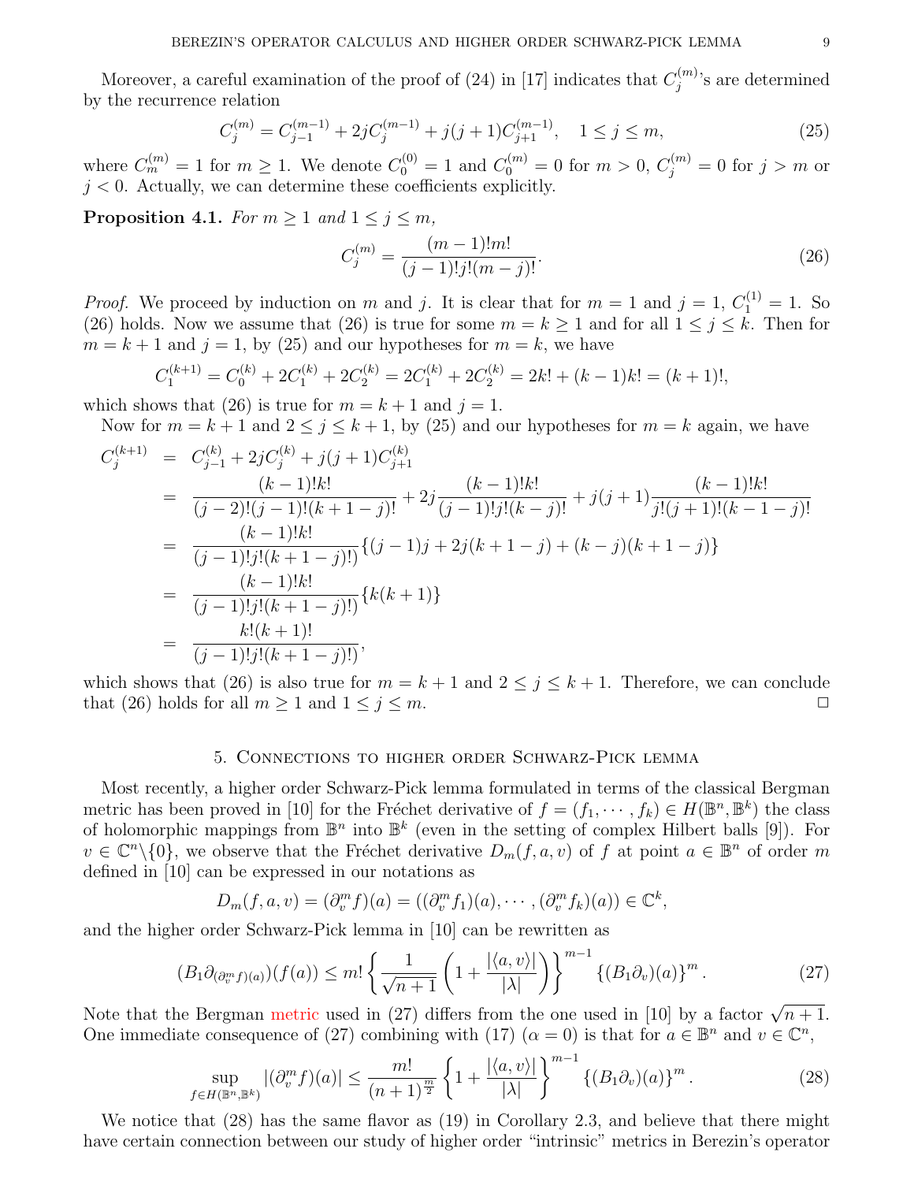Moreover, a careful examination of the proof of (24) in [17] indicates that $C_j^{(m)}$'s are determined by the recurrence relation

$$C_j^{(m)} = C_{j-1}^{(m-1)} + 2jC_j^{(m-1)} + j(j+1)C_{j+1}^{(m-1)}, \quad 1 \le j \le m, \tag{25}$$

where $C_m^{(m)} = 1$ for $m \ge 1$. We denote $C_0^{(0)} = 1$ and $C_0^{(m)} = 0$ for $m > 0$, $C_j^{(m)} = 0$ for $j > m$ or $j < 0$. Actually, we can determine these coefficients explicitly.

**Proposition 4.1.** *For $m \ge 1$ and $1 \le j \le m$,*

$$C_j^{(m)} = \frac{(m-1)!m!}{(j-1)!j!(m-j)!}. \tag{26}$$

*Proof.* We proceed by induction on $m$ and $j$. It is clear that for $m = 1$ and $j = 1$, $C_1^{(1)} = 1$. So (26) holds. Now we assume that (26) is true for some $m = k \ge 1$ and for all $1 \le j \le k$. Then for $m = k+1$ and $j = 1$, by (25) and our hypotheses for $m = k$, we have

$$C_1^{(k+1)} = C_0^{(k)} + 2C_1^{(k)} + 2C_2^{(k)} = 2C_1^{(k)} + 2C_2^{(k)} = 2k! + (k-1)k! = (k+1)!,$$

which shows that (26) is true for $m = k+1$ and $j = 1$.

Now for $m = k+1$ and $2 \le j \le k+1$, by (25) and our hypotheses for $m = k$ again, we have

$$\begin{aligned}
C_j^{(k+1)} &= C_{j-1}^{(k)} + 2jC_j^{(k)} + j(j+1)C_{j+1}^{(k)} \\
&= \frac{(k-1)!k!}{(j-2)!(j-1)!(k+1-j)!} + 2j\frac{(k-1)!k!}{(j-1)!j!(k-j)!} + j(j+1)\frac{(k-1)!k!}{j!(j+1)!(k-1-j)!} \\
&= \frac{(k-1)!k!}{(j-1)!j!(k+1-j)!)}\{(j-1)j + 2j(k+1-j) + (k-j)(k+1-j)\} \\
&= \frac{(k-1)!k!}{(j-1)!j!(k+1-j)!)}\{k(k+1)\} \\
&= \frac{k!(k+1)!}{(j-1)!j!(k+1-j)!)},
\end{aligned}$$

which shows that (26) is also true for $m = k+1$ and $2 \le j \le k+1$. Therefore, we can conclude that (26) holds for all $m \ge 1$ and $1 \le j \le m$. □

## 5. Connections to higher order Schwarz-Pick lemma

Most recently, a higher order Schwarz-Pick lemma formulated in terms of the classical Bergman metric has been proved in [10] for the Fréchet derivative of $f = (f_1, \cdots, f_k) \in H(\mathbb{B}^n, \mathbb{B}^k)$ the class of holomorphic mappings from $\mathbb{B}^n$ into $\mathbb{B}^k$ (even in the setting of complex Hilbert balls [9]). For $v \in \mathbb{C}^n \setminus \{0\}$, we observe that the Fréchet derivative $D_m(f, a, v)$ of $f$ at point $a \in \mathbb{B}^n$ of order $m$ defined in [10] can be expressed in our notations as

$$D_m(f, a, v) = (\partial_v^m f)(a) = ((\partial_v^m f_1)(a), \cdots, (\partial_v^m f_k)(a)) \in \mathbb{C}^k,$$

and the higher order Schwarz-Pick lemma in [10] can be rewritten as

$$(B_1 \partial_{(\partial_v^m f)(a)})(f(a)) \le m! \left\{ \frac{1}{\sqrt{n+1}} \left( 1 + \frac{|\langle a, v\rangle|}{|\lambda|} \right) \right\}^{m-1} \{(B_1 \partial_v)(a)\}^m. \tag{27}$$

Note that the Bergman metric used in (27) differs from the one used in [10] by a factor $\sqrt{n+1}$. One immediate consequence of (27) combining with (17) ($\alpha = 0$) is that for $a \in \mathbb{B}^n$ and $v \in \mathbb{C}^n$,

$$\sup_{f \in H(\mathbb{B}^n, \mathbb{B}^k)} |(\partial_v^m f)(a)| \le \frac{m!}{(n+1)^{\frac{m}{2}}} \left\{ 1 + \frac{|\langle a, v\rangle|}{|\lambda|} \right\}^{m-1} \{(B_1 \partial_v)(a)\}^m. \tag{28}$$

We notice that (28) has the same flavor as (19) in Corollary 2.3, and believe that there might have certain connection between our study of higher order "intrinsic" metrics in Berezin's operator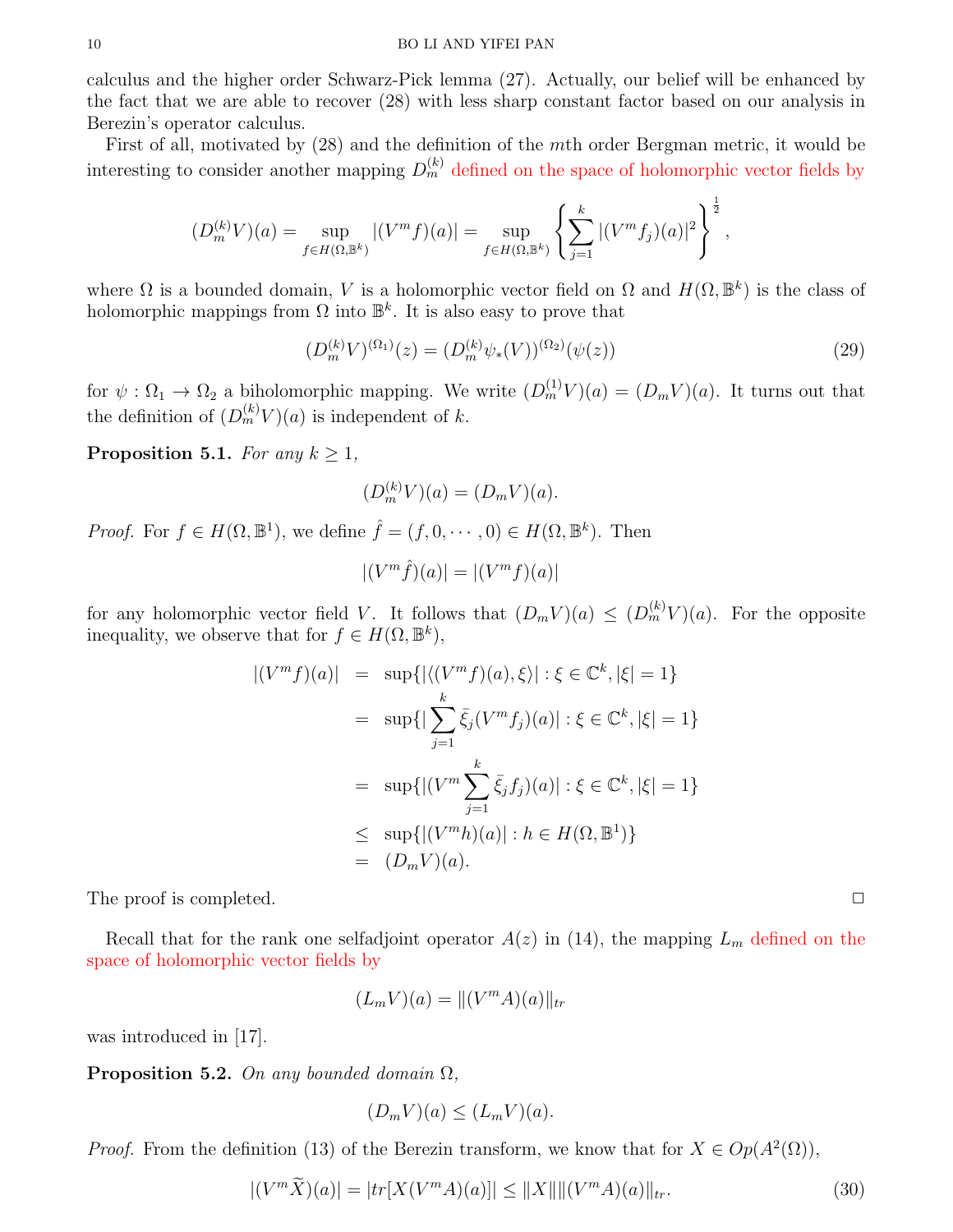calculus and the higher order Schwarz-Pick lemma (27). Actually, our belief will be enhanced by the fact that we are able to recover (28) with less sharp constant factor based on our analysis in Berezin's operator calculus.

First of all, motivated by (28) and the definition of the $m$th order Bergman metric, it would be interesting to consider another mapping $D_m^{(k)}$ defined on the space of holomorphic vector fields by

$$(D_m^{(k)}V)(a) = \sup_{f\in H(\Omega,\mathbb{B}^k)} |(V^m f)(a)| = \sup_{f\in H(\Omega,\mathbb{B}^k)} \left\{ \sum_{j=1}^{k} |(V^m f_j)(a)|^2 \right\}^{\frac{1}{2}},$$

where $\Omega$ is a bounded domain, $V$ is a holomorphic vector field on $\Omega$ and $H(\Omega,\mathbb{B}^k)$ is the class of holomorphic mappings from $\Omega$ into $\mathbb{B}^k$. It is also easy to prove that

$$(D_m^{(k)}V)^{(\Omega_1)}(z) = (D_m^{(k)}\psi_*(V))^{(\Omega_2)}(\psi(z)) \tag{29}$$

for $\psi : \Omega_1 \to \Omega_2$ a biholomorphic mapping. We write $(D_m^{(1)}V)(a) = (D_m V)(a)$. It turns out that the definition of $(D_m^{(k)}V)(a)$ is independent of $k$.

**Proposition 5.1.** *For any $k \geq 1$,*

$$(D_m^{(k)}V)(a) = (D_m V)(a).$$

*Proof.* For $f \in H(\Omega,\mathbb{B}^1)$, we define $\hat{f} = (f, 0, \cdots, 0) \in H(\Omega,\mathbb{B}^k)$. Then

$$|(V^m \hat{f})(a)| = |(V^m f)(a)|$$

for any holomorphic vector field $V$. It follows that $(D_m V)(a) \leq (D_m^{(k)}V)(a)$. For the opposite inequality, we observe that for $f \in H(\Omega,\mathbb{B}^k)$,

$$\begin{aligned}
|(V^m f)(a)| &= \sup\{|\langle (V^m f)(a), \xi\rangle| : \xi \in \mathbb{C}^k, |\xi| = 1\} \\
&= \sup\{|\sum_{j=1}^{k} \bar{\xi}_j (V^m f_j)(a)| : \xi \in \mathbb{C}^k, |\xi| = 1\} \\
&= \sup\{|(V^m \sum_{j=1}^{k} \bar{\xi}_j f_j)(a)| : \xi \in \mathbb{C}^k, |\xi| = 1\} \\
&\leq \sup\{|(V^m h)(a)| : h \in H(\Omega,\mathbb{B}^1)\} \\
&= (D_m V)(a).
\end{aligned}$$

The proof is completed. $\square$

Recall that for the rank one selfadjoint operator $A(z)$ in (14), the mapping $L_m$ defined on the space of holomorphic vector fields by

$$(L_m V)(a) = \|(V^m A)(a)\|_{tr}$$

was introduced in [17].

**Proposition 5.2.** *On any bounded domain $\Omega$,*

$$(D_m V)(a) \leq (L_m V)(a).$$

*Proof.* From the definition (13) of the Berezin transform, we know that for $X \in Op(A^2(\Omega))$,

$$|(V^m \widetilde{X})(a)| = |tr[X(V^m A)(a)]| \leq \|X\|\|(V^m A)(a)\|_{tr}. \tag{30}$$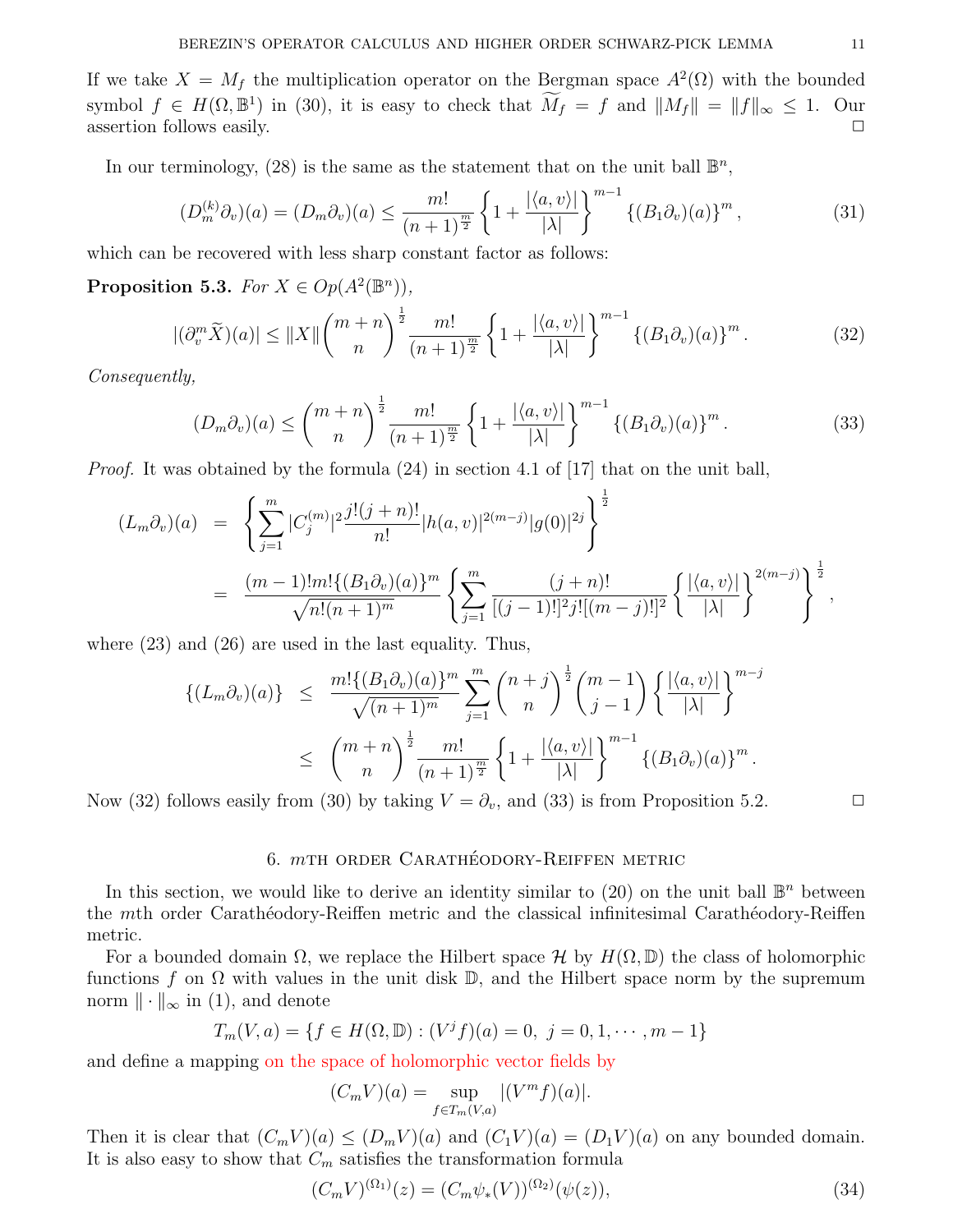If we take $X = M_f$ the multiplication operator on the Bergman space $A^2(\Omega)$ with the bounded symbol $f \in H(\Omega, \mathbb{B}^1)$ in (30), it is easy to check that $\widetilde{M_f} = f$ and $\|M_f\| = \|f\|_\infty \leq 1$. Our assertion follows easily. $\square$

In our terminology, (28) is the same as the statement that on the unit ball $\mathbb{B}^n$,

$$(D_m^{(k)}\partial_v)(a) = (D_m\partial_v)(a) \leq \frac{m!}{(n+1)^{\frac{m}{2}}} \left\{1 + \frac{|\langle a, v\rangle|}{|\lambda|}\right\}^{m-1} \{(B_1\partial_v)(a)\}^m, \tag{31}$$

which can be recovered with less sharp constant factor as follows:

**Proposition 5.3.** *For $X \in Op(A^2(\mathbb{B}^n))$,*

$$|(\partial_v^m \widetilde{X})(a)| \leq \|X\| \binom{m+n}{n}^{\frac{1}{2}} \frac{m!}{(n+1)^{\frac{m}{2}}} \left\{1 + \frac{|\langle a, v\rangle|}{|\lambda|}\right\}^{m-1} \{(B_1\partial_v)(a)\}^m. \tag{32}$$

*Consequently,*

$$(D_m\partial_v)(a) \leq \binom{m+n}{n}^{\frac{1}{2}} \frac{m!}{(n+1)^{\frac{m}{2}}} \left\{1 + \frac{|\langle a, v\rangle|}{|\lambda|}\right\}^{m-1} \{(B_1\partial_v)(a)\}^m. \tag{33}$$

*Proof.* It was obtained by the formula (24) in section 4.1 of [17] that on the unit ball,

$$\begin{aligned}
(L_m\partial_v)(a) &= \left\{\sum_{j=1}^m |C_j^{(m)}|^2 \frac{j!(j+n)!}{n!} |h(a,v)|^{2(m-j)} |g(0)|^{2j}\right\}^{\frac{1}{2}} \\
&= \frac{(m-1)!m!\{(B_1\partial_v)(a)\}^m}{\sqrt{n!(n+1)^m}} \left\{\sum_{j=1}^m \frac{(j+n)!}{[(j-1)!]^2 j! [(m-j)!]^2} \left\{\frac{|\langle a, v\rangle|}{|\lambda|}\right\}^{2(m-j)}\right\}^{\frac{1}{2}},
\end{aligned}$$

where (23) and (26) are used in the last equality. Thus,

$$\begin{aligned}
\{(L_m\partial_v)(a)\} &\leq \frac{m!\{(B_1\partial_v)(a)\}^m}{\sqrt{(n+1)^m}} \sum_{j=1}^m \binom{n+j}{n}^{\frac{1}{2}} \binom{m-1}{j-1} \left\{\frac{|\langle a, v\rangle|}{|\lambda|}\right\}^{m-j} \\
&\leq \binom{m+n}{n}^{\frac{1}{2}} \frac{m!}{(n+1)^{\frac{m}{2}}} \left\{1 + \frac{|\langle a, v\rangle|}{|\lambda|}\right\}^{m-1} \{(B_1\partial_v)(a)\}^m.
\end{aligned}$$

Now (32) follows easily from (30) by taking $V = \partial_v$, and (33) is from Proposition 5.2. $\square$

## 6. $m$th order Carathéodory-Reiffen metric

In this section, we would like to derive an identity similar to (20) on the unit ball $\mathbb{B}^n$ between the $m$th order Carathéodory-Reiffen metric and the classical infinitesimal Carathéodory-Reiffen metric.

For a bounded domain $\Omega$, we replace the Hilbert space $\mathcal{H}$ by $H(\Omega, \mathbb{D})$ the class of holomorphic functions $f$ on $\Omega$ with values in the unit disk $\mathbb{D}$, and the Hilbert space norm by the supremum norm $\|\cdot\|_\infty$ in (1), and denote

$$T_m(V, a) = \{f \in H(\Omega, \mathbb{D}) : (V^j f)(a) = 0,\ j = 0, 1, \cdots, m-1\}$$

and define a mapping on the space of holomorphic vector fields by

$$(C_mV)(a) = \sup_{f \in T_m(V,a)} |(V^m f)(a)|.$$

Then it is clear that $(C_mV)(a) \leq (D_mV)(a)$ and $(C_1V)(a) = (D_1V)(a)$ on any bounded domain. It is also easy to show that $C_m$ satisfies the transformation formula

$$(C_mV)^{(\Omega_1)}(z) = (C_m\psi_*(V))^{(\Omega_2)}(\psi(z)), \tag{34}$$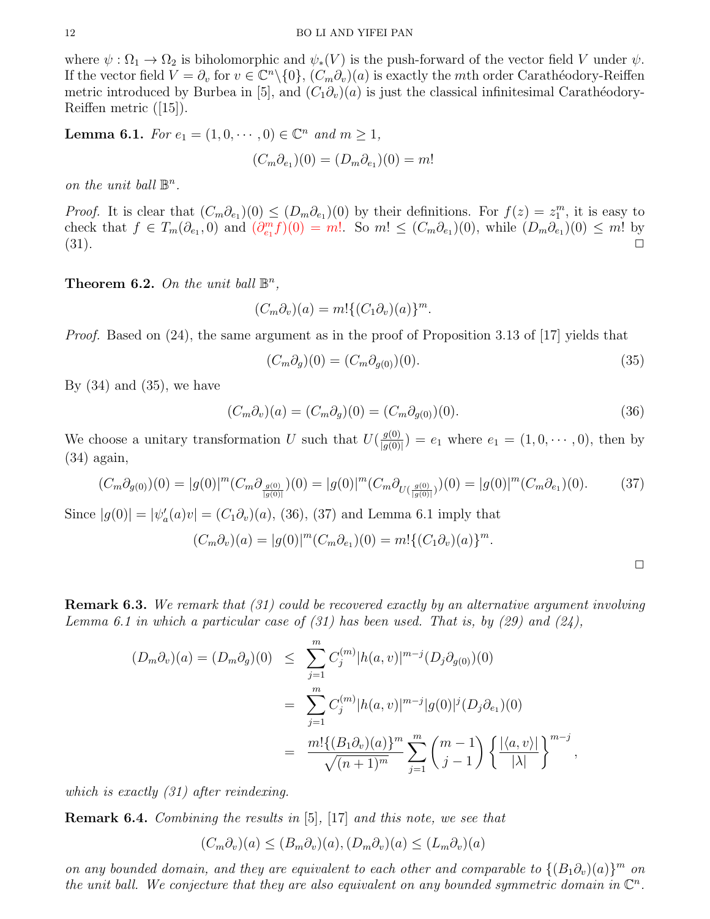where $\psi : \Omega_1 \to \Omega_2$ is biholomorphic and $\psi_*(V)$ is the push-forward of the vector field $V$ under $\psi$. If the vector field $V = \partial_v$ for $v \in \mathbb{C}^n\backslash\{0\}$, $(C_m\partial_v)(a)$ is exactly the $m$th order Carathéodory-Reiffen metric introduced by Burbea in [5], and $(C_1\partial_v)(a)$ is just the classical infinitesimal Carathéodory-Reiffen metric ([15]).

**Lemma 6.1.** *For $e_1 = (1, 0, \cdots, 0) \in \mathbb{C}^n$ and $m \geq 1$,*

$$(C_m\partial_{e_1})(0) = (D_m\partial_{e_1})(0) = m!$$

*on the unit ball $\mathbb{B}^n$.*

*Proof.* It is clear that $(C_m\partial_{e_1})(0) \leq (D_m\partial_{e_1})(0)$ by their definitions. For $f(z) = z_1^m$, it is easy to check that $f \in T_m(\partial_{e_1}, 0)$ and $(\partial_{e_1}^m f)(0) = m!$. So $m! \leq (C_m\partial_{e_1})(0)$, while $(D_m\partial_{e_1})(0) \leq m!$ by (31). □

**Theorem 6.2.** *On the unit ball $\mathbb{B}^n$,*

$$(C_m\partial_v)(a) = m!\{(C_1\partial_v)(a)\}^m.$$

*Proof.* Based on (24), the same argument as in the proof of Proposition 3.13 of [17] yields that

$$(C_m\partial_g)(0) = (C_m\partial_{g(0)})(0). \tag{35}$$

By (34) and (35), we have

$$(C_m\partial_v)(a) = (C_m\partial_g)(0) = (C_m\partial_{g(0)})(0). \tag{36}$$

We choose a unitary transformation $U$ such that $U(\frac{g(0)}{|g(0)|}) = e_1$ where $e_1 = (1, 0, \cdots, 0)$, then by (34) again,

$$(C_m\partial_{g(0)})(0) = |g(0)|^m(C_m\partial_{\frac{g(0)}{|g(0)|}})(0) = |g(0)|^m(C_m\partial_{U(\frac{g(0)}{|g(0)|})})(0) = |g(0)|^m(C_m\partial_{e_1})(0). \tag{37}$$

Since $|g(0)| = |\psi_a'(a)v| = (C_1\partial_v)(a)$, (36), (37) and Lemma 6.1 imply that

$$(C_m\partial_v)(a) = |g(0)|^m(C_m\partial_{e_1})(0) = m!\{(C_1\partial_v)(a)\}^m.$$

□

**Remark 6.3.** *We remark that (31) could be recovered exactly by an alternative argument involving Lemma 6.1 in which a particular case of (31) has been used. That is, by (29) and (24),*

$$\begin{aligned}
(D_m\partial_v)(a) = (D_m\partial_g)(0) &\leq \sum_{j=1}^{m} C_j^{(m)}|h(a,v)|^{m-j}(D_j\partial_{g(0)})(0) \\
&= \sum_{j=1}^{m} C_j^{(m)}|h(a,v)|^{m-j}|g(0)|^j(D_j\partial_{e_1})(0) \\
&= \frac{m!\{(B_1\partial_v)(a)\}^m}{\sqrt{(n+1)^m}}\sum_{j=1}^{m}\binom{m-1}{j-1}\left\{\frac{|\langle a,v\rangle|}{|\lambda|}\right\}^{m-j},
\end{aligned}$$

*which is exactly (31) after reindexing.*

**Remark 6.4.** *Combining the results in [5], [17] and this note, we see that*

$$(C_m\partial_v)(a) \leq (B_m\partial_v)(a), (D_m\partial_v)(a) \leq (L_m\partial_v)(a)$$

*on any bounded domain, and they are equivalent to each other and comparable to $\{(B_1\partial_v)(a)\}^m$ on the unit ball. We conjecture that they are also equivalent on any bounded symmetric domain in $\mathbb{C}^n$.*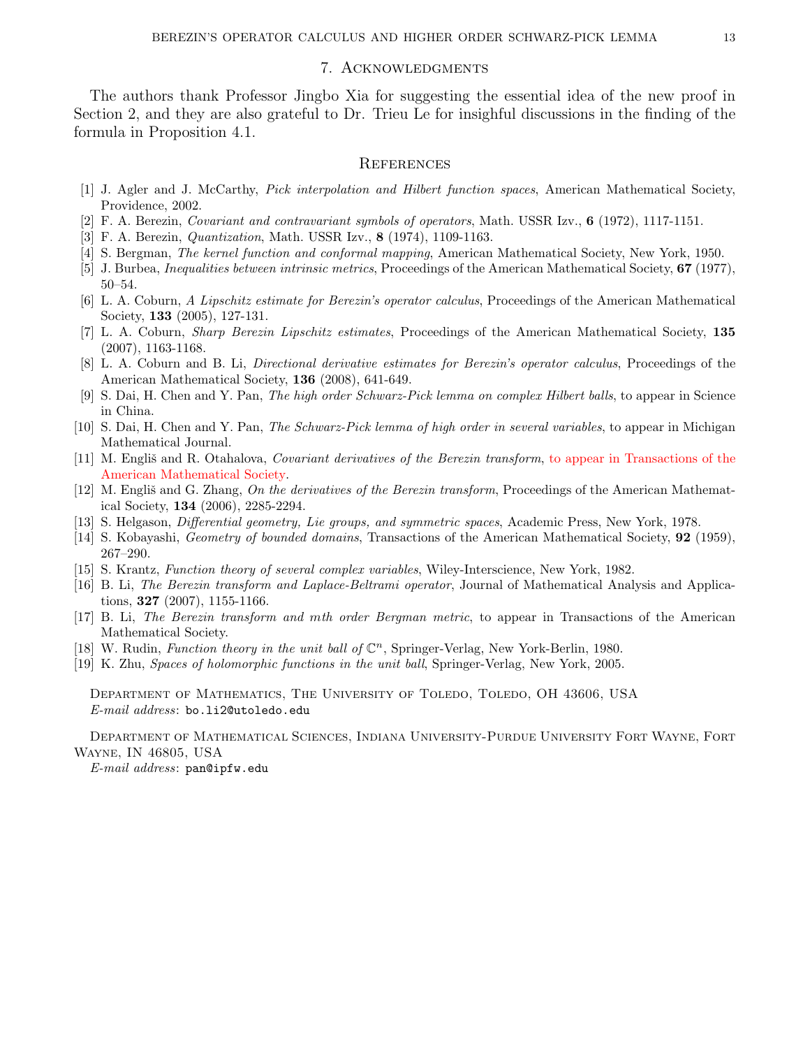## 7. Acknowledgments

The authors thank Professor Jingbo Xia for suggesting the essential idea of the new proof in Section 2, and they are also grateful to Dr. Trieu Le for insighful discussions in the finding of the formula in Proposition 4.1.

## References

[1] J. Agler and J. McCarthy, *Pick interpolation and Hilbert function spaces*, American Mathematical Society, Providence, 2002.

[2] F. A. Berezin, *Covariant and contravariant symbols of operators*, Math. USSR Izv., **6** (1972), 1117-1151.

[3] F. A. Berezin, *Quantization*, Math. USSR Izv., **8** (1974), 1109-1163.

[4] S. Bergman, *The kernel function and conformal mapping*, American Mathematical Society, New York, 1950.

[5] J. Burbea, *Inequalities between intrinsic metrics*, Proceedings of the American Mathematical Society, **67** (1977), 50–54.

[6] L. A. Coburn, *A Lipschitz estimate for Berezin's operator calculus*, Proceedings of the American Mathematical Society, **133** (2005), 127-131.

[7] L. A. Coburn, *Sharp Berezin Lipschitz estimates*, Proceedings of the American Mathematical Society, **135** (2007), 1163-1168.

[8] L. A. Coburn and B. Li, *Directional derivative estimates for Berezin's operator calculus*, Proceedings of the American Mathematical Society, **136** (2008), 641-649.

[9] S. Dai, H. Chen and Y. Pan, *The high order Schwarz-Pick lemma on complex Hilbert balls*, to appear in Science in China.

[10] S. Dai, H. Chen and Y. Pan, *The Schwarz-Pick lemma of high order in several variables*, to appear in Michigan Mathematical Journal.

[11] M. Engliš and R. Otahalova, *Covariant derivatives of the Berezin transform*, to appear in Transactions of the American Mathematical Society.

[12] M. Engliš and G. Zhang, *On the derivatives of the Berezin transform*, Proceedings of the American Mathematical Society, **134** (2006), 2285-2294.

[13] S. Helgason, *Differential geometry, Lie groups, and symmetric spaces*, Academic Press, New York, 1978.

[14] S. Kobayashi, *Geometry of bounded domains*, Transactions of the American Mathematical Society, **92** (1959), 267–290.

[15] S. Krantz, *Function theory of several complex variables*, Wiley-Interscience, New York, 1982.

[16] B. Li, *The Berezin transform and Laplace-Beltrami operator*, Journal of Mathematical Analysis and Applications, **327** (2007), 1155-1166.

[17] B. Li, *The Berezin transform and mth order Bergman metric*, to appear in Transactions of the American Mathematical Society.

[18] W. Rudin, *Function theory in the unit ball of* $\mathbb{C}^n$, Springer-Verlag, New York-Berlin, 1980.

[19] K. Zhu, *Spaces of holomorphic functions in the unit ball*, Springer-Verlag, New York, 2005.

Department of Mathematics, The University of Toledo, Toledo, OH 43606, USA
*E-mail address*: bo.li2@utoledo.edu

Department of Mathematical Sciences, Indiana University-Purdue University Fort Wayne, Fort Wayne, IN 46805, USA
*E-mail address*: pan@ipfw.edu